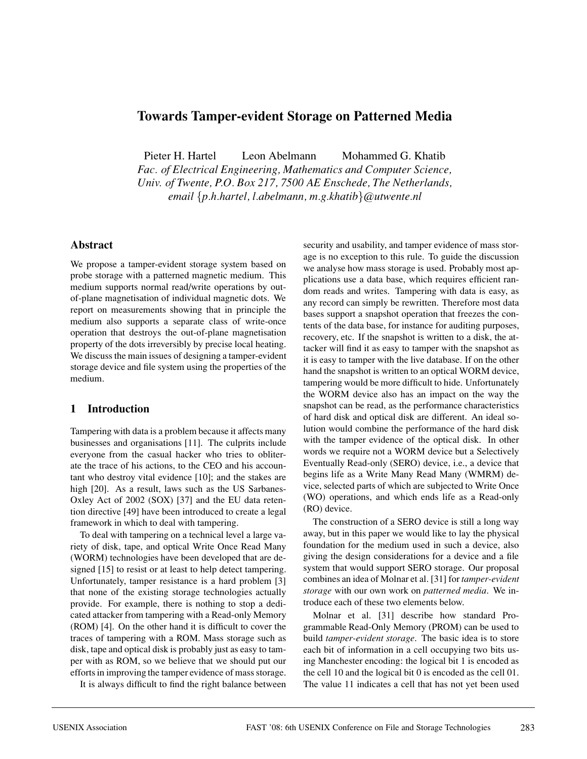# Towards Tamper-evident Storage on Patterned Media

Pieter H. Hartel Leon Abelmann Mohammed G. Khatib

*Fac. of Electrical Engineering, Mathematics and Computer Science, Univ. of Twente, P.O. Box 217, 7500 AE Enschede, The Netherlands, email {p.h.hartel, l.abelmann, m.g.khatib}@utwente.nl*

## Abstract

We propose a tamper-evident storage system based on probe storage with a patterned magnetic medium. This medium supports normal read/write operations by out-of-plane magnetisation of individual magnetic dots. We report on measurements showing that in principle the medium also supports a separate class of write-once operation that destroys the out-of-plane magnetisation property of the dots irreversibly by precise local heating. We discuss the main issues of designing a tamper-evident storage device and file system using the properties of the medium.

## 1 Introduction

Tampering with data is a problem because it affects many businesses and organisations [11]. The culprits include everyone from the casual hacker who tries to obliterate the trace of his actions, to the CEO and his accountant who destroy vital evidence [10]; and the stakes are high [20]. As a result, laws such as the US Sarbanes-Oxley Act of 2002 (SOX) [37] and the EU data retention directive [49] have been introduced to create a legal framework in which to deal with tampering.

To deal with tampering on a technical level a large variety of disk, tape, and optical Write Once Read Many (WORM) technologies have been developed that are designed [15] to resist or at least to help detect tampering. Unfortunately, tamper resistance is a hard problem [3] that none of the existing storage technologies actually provide. For example, there is nothing to stop a dedicated attacker from tampering with a Read-only Memory (ROM) [4]. On the other hand it is difficult to cover the traces of tampering with a ROM. Mass storage such as disk, tape and optical disk is probably just as easy to tamper with as ROM, so we believe that we should put our efforts in improving the tamper evidence of mass storage.

It is always difficult to find the right balance between security and usability, and tamper evidence of mass storage is no exception to this rule. To guide the discussion we analyse how mass storage is used. Probably most applications use a data base, which requires efficient random reads and writes. Tampering with data is easy, as any record can simply be rewritten. Therefore most data bases support a snapshot operation that freezes the contents of the data base, for instance for auditing purposes, recovery, etc. If the snapshot is written to a disk, the attacker will find it as easy to tamper with the snapshot as it is easy to tamper with the live database. If on the other hand the snapshot is written to an optical WORM device, tampering would be more difficult to hide. Unfortunately the WORM device also has an impact on the way the snapshot can be read, as the performance characteristics of hard disk and optical disk are different. An ideal solution would combine the performance of the hard disk with the tamper evidence of the optical disk. In other words we require not a WORM device but a Selectively Eventually Read-only (SERO) device, i.e., a device that begins life as a Write Many Read Many (WMRM) device, selected parts of which are subjected to Write Once (WO) operations, and which ends life as a Read-only (RO) device.

The construction of a SERO device is still a long way away, but in this paper we would like to lay the physical foundation for the medium used in such a device, also giving the design considerations for a device and a file system that would support SERO storage. Our proposal combines an idea of Molnar et al. [31] for *tamper-evident storage* with our own work on *patterned media*. We introduce each of these two elements below.

Molnar et al. [31] describe how standard Programmable Read-Only Memory (PROM) can be used to build *tamper-evident storage*. The basic idea is to store each bit of information in a cell occupying two bits using Manchester encoding: the logical bit 1 is encoded as the cell 10 and the logical bit 0 is encoded as the cell 01. The value 11 indicates a cell that has not yet been used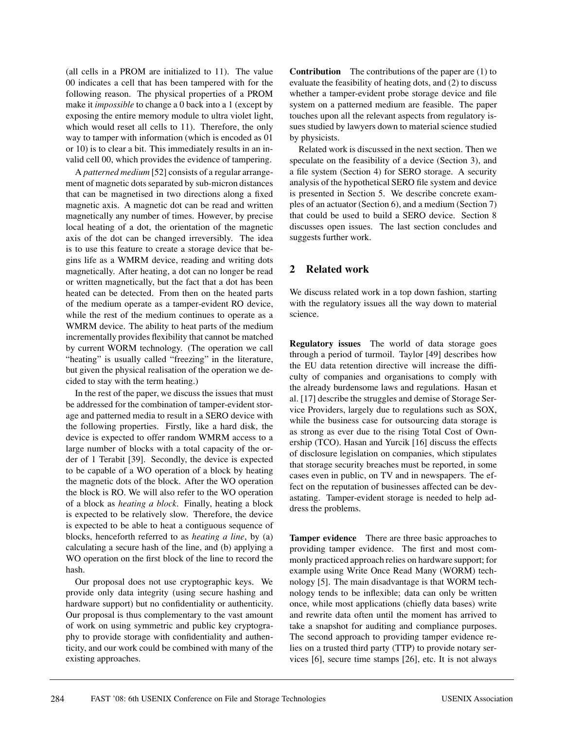(all cells in a PROM are initialized to 11). The value 00 indicates a cell that has been tampered with for the following reason. The physical properties of a PROM make it *impossible* to change a 0 back into a 1 (except by exposing the entire memory module to ultra violet light, which would reset all cells to 11). Therefore, the only way to tamper with information (which is encoded as 01 or 10) is to clear a bit. This immediately results in an invalid cell 00, which provides the evidence of tampering.

A *patterned medium* [52] consists of a regular arrangement of magnetic dots separated by sub-micron distances that can be magnetised in two directions along a fixed magnetic axis. A magnetic dot can be read and written magnetically any number of times. However, by precise local heating of a dot, the orientation of the magnetic axis of the dot can be changed irreversibly. The idea is to use this feature to create a storage device that begins life as a WMRM device, reading and writing dots magnetically. After heating, a dot can no longer be read or written magnetically, but the fact that a dot has been heated can be detected. From then on the heated parts of the medium operate as a tamper-evident RO device, while the rest of the medium continues to operate as a WMRM device. The ability to heat parts of the medium incrementally provides flexibility that cannot be matched by current WORM technology. (The operation we call "heating" is usually called "freezing" in the literature, but given the physical realisation of the operation we decided to stay with the term heating.)

In the rest of the paper, we discuss the issues that must be addressed for the combination of tamper-evident storage and patterned media to result in a SERO device with the following properties. Firstly, like a hard disk, the device is expected to offer random WMRM access to a large number of blocks with a total capacity of the order of 1 Terabit [39]. Secondly, the device is expected to be capable of a WO operation of a block by heating the magnetic dots of the block. After the WO operation the block is RO. We will also refer to the WO operation of a block as *heating a block*. Finally, heating a block is expected to be relatively slow. Therefore, the device is expected to be able to heat a contiguous sequence of blocks, henceforth referred to as *heating a line*, by (a) calculating a secure hash of the line, and (b) applying a WO operation on the first block of the line to record the hash.

Our proposal does not use cryptographic keys. We provide only data integrity (using secure hashing and hardware support) but no confidentiality or authenticity. Our proposal is thus complementary to the vast amount of work on using symmetric and public key cryptography to provide storage with confidentiality and authenticity, and our work could be combined with many of the existing approaches.

**Contribution** The contributions of the paper are (1) to evaluate the feasibility of heating dots, and (2) to discuss whether a tamper-evident probe storage device and file system on a patterned medium are feasible. The paper touches upon all the relevant aspects from regulatory issues studied by lawyers down to material science studied by physicists.

Related work is discussed in the next section. Then we speculate on the feasibility of a device (Section 3), and a file system (Section 4) for SERO storage. A security analysis of the hypothetical SERO file system and device is presented in Section 5. We describe concrete examples of an actuator (Section 6), and a medium (Section 7) that could be used to build a SERO device. Section 8 discusses open issues. The last section concludes and suggests further work.

## 2 Related work

We discuss related work in a top down fashion, starting with the regulatory issues all the way down to material science.

**Regulatory issues** The world of data storage goes through a period of turmoil. Taylor [49] describes how the EU data retention directive will increase the difficulty of companies and organisations to comply with the already burdensome laws and regulations. Hasan et al. [17] describe the struggles and demise of Storage Service Providers, largely due to regulations such as SOX, while the business case for outsourcing data storage is as strong as ever due to the rising Total Cost of Ownership (TCO). Hasan and Yurcik [16] discuss the effects of disclosure legislation on companies, which stipulates that storage security breaches must be reported, in some cases even in public, on TV and in newspapers. The effect on the reputation of businesses affected can be devastating. Tamper-evident storage is needed to help address the problems.

**Tamper evidence** There are three basic approaches to providing tamper evidence. The first and most commonly practiced approach relies on hardware support; for example using Write Once Read Many (WORM) technology [5]. The main disadvantage is that WORM technology tends to be inflexible; data can only be written once, while most applications (chiefly data bases) write and rewrite data often until the moment has arrived to take a snapshot for auditing and compliance purposes. The second approach to providing tamper evidence relies on a trusted third party (TTP) to provide notary services [6], secure time stamps [26], etc. It is not always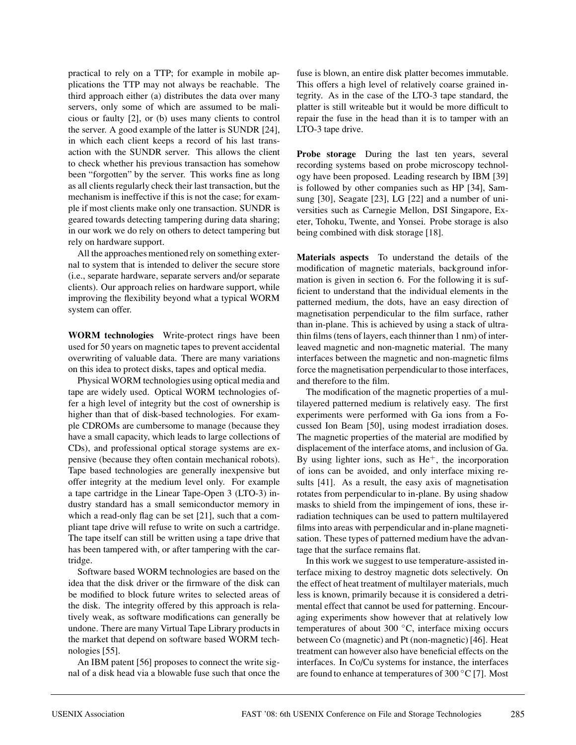practical to rely on a TTP; for example in mobile applications the TTP may not always be reachable. The third approach either (a) distributes the data over many servers, only some of which are assumed to be malicious or faulty [2], or (b) uses many clients to control the server. A good example of the latter is SUNDR [24], in which each client keeps a record of his last transaction with the SUNDR server. This allows the client to check whether his previous transaction has somehow been "forgotten" by the server. This works fine as long as all clients regularly check their last transaction, but the mechanism is ineffective if this is not the case; for example if most clients make only one transaction. SUNDR is geared towards detecting tampering during data sharing; in our work we do rely on others to detect tampering but rely on hardware support.

All the approaches mentioned rely on something external to system that is intended to deliver the secure store (i.e., separate hardware, separate servers and/or separate clients). Our approach relies on hardware support, while improving the flexibility beyond what a typical WORM system can offer.

**WORM technologies** Write-protect rings have been used for 50 years on magnetic tapes to prevent accidental overwriting of valuable data. There are many variations on this idea to protect disks, tapes and optical media.

Physical WORM technologies using optical media and tape are widely used. Optical WORM technologies offer a high level of integrity but the cost of ownership is higher than that of disk-based technologies. For example CDROMs are cumbersome to manage (because they have a small capacity, which leads to large collections of CDs), and professional optical storage systems are expensive (because they often contain mechanical robots). Tape based technologies are generally inexpensive but offer integrity at the medium level only. For example a tape cartridge in the Linear Tape-Open 3 (LTO-3) industry standard has a small semiconductor memory in which a read-only flag can be set [21], such that a compliant tape drive will refuse to write on such a cartridge. The tape itself can still be written using a tape drive that has been tampered with, or after tampering with the cartridge.

Software based WORM technologies are based on the idea that the disk driver or the firmware of the disk can be modified to block future writes to selected areas of the disk. The integrity offered by this approach is relatively weak, as software modifications can generally be undone. There are many Virtual Tape Library products in the market that depend on software based WORM technologies [55].

An IBM patent [56] proposes to connect the write signal of a disk head via a blowable fuse such that once the fuse is blown, an entire disk platter becomes immutable. This offers a high level of relatively coarse grained integrity. As in the case of the LTO-3 tape standard, the platter is still writeable but it would be more difficult to repair the fuse in the head than it is to tamper with an LTO-3 tape drive.

**Probe storage** During the last ten years, several recording systems based on probe microscopy technology have been proposed. Leading research by IBM [39] is followed by other companies such as HP [34], Samsung [30], Seagate [23], LG [22] and a number of universities such as Carnegie Mellon, DSI Singapore, Exeter, Tohoku, Twente, and Yonsei. Probe storage is also being combined with disk storage [18].

**Materials aspects** To understand the details of the modification of magnetic materials, background information is given in section 6. For the following it is sufficient to understand that the individual elements in the patterned medium, the dots, have an easy direction of magnetisation perpendicular to the film surface, rather than in-plane. This is achieved by using a stack of ultrathin films (tens of layers, each thinner than 1 nm) of interleaved magnetic and non-magnetic material. The many interfaces between the magnetic and non-magnetic films force the magnetisation perpendicular to those interfaces, and therefore to the film.

The modification of the magnetic properties of a multilayered patterned medium is relatively easy. The first experiments were performed with Ga ions from a Focussed Ion Beam [50], using modest irradiation doses. The magnetic properties of the material are modified by displacement of the interface atoms, and inclusion of Ga. By using lighter ions, such as $He^{+}$, the incorporation of ions can be avoided, and only interface mixing results [41]. As a result, the easy axis of magnetisation rotates from perpendicular to in-plane. By using shadow masks to shield from the impingement of ions, these irradiation techniques can be used to pattern multilayered films into areas with perpendicular and in-plane magnetisation. These types of patterned medium have the advantage that the surface remains flat.

In this work we suggest to use temperature-assisted interface mixing to destroy magnetic dots selectively. On the effect of heat treatment of multilayer materials, much less is known, primarily because it is considered a detrimental effect that cannot be used for patterning. Encouraging experiments show however that at relatively low temperatures of about 300 °C, interface mixing occurs between Co (magnetic) and Pt (non-magnetic) [46]. Heat treatment can however also have beneficial effects on the interfaces. In Co/Cu systems for instance, the interfaces are found to enhance at temperatures of 300 °C [7]. Most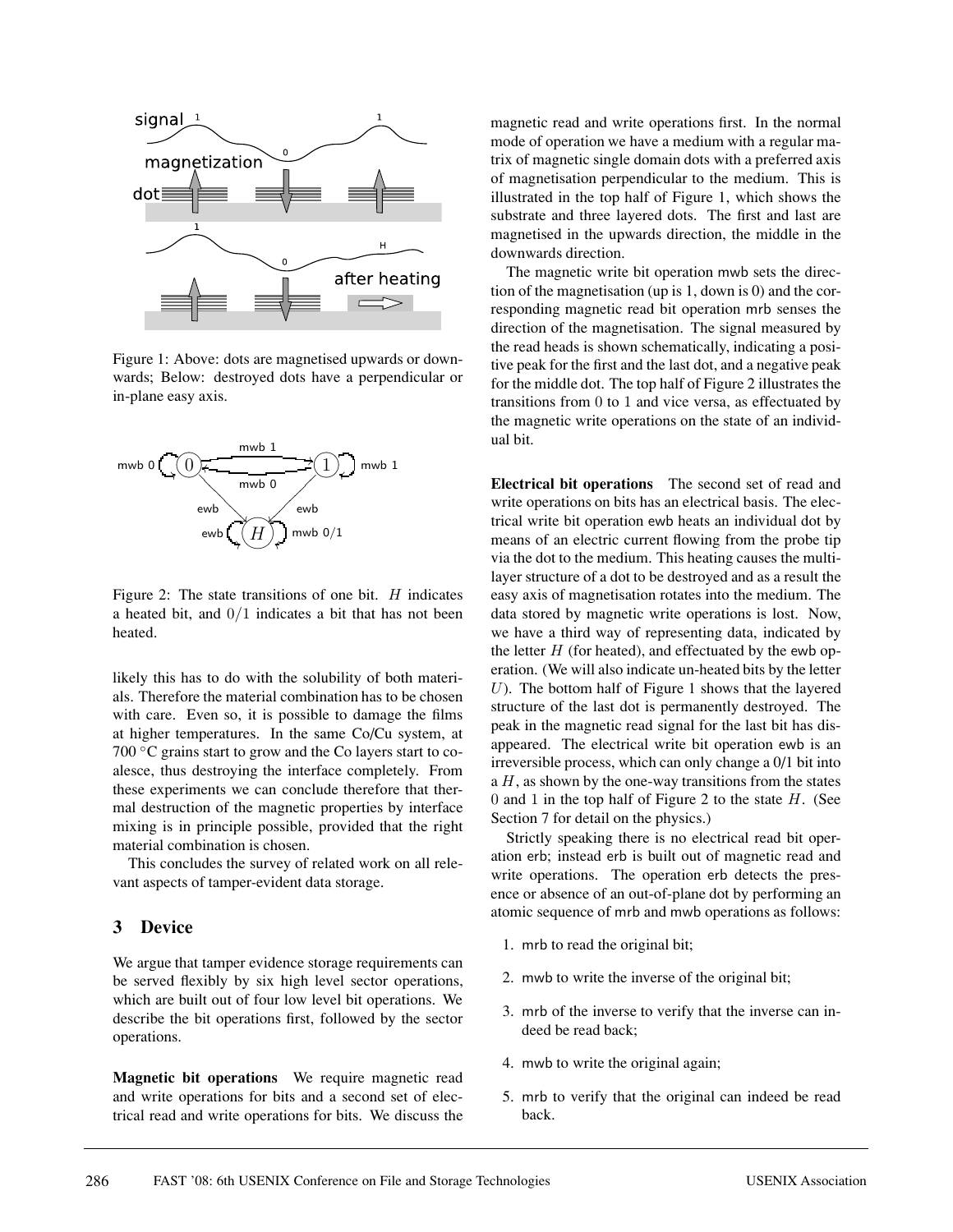Figure 1: Above: dots are magnetised upwards or downwards; Below: destroyed dots have a perpendicular or in-plane easy axis.

Figure 2: The state transitions of one bit. $H$ indicates a heated bit, and $0/1$ indicates a bit that has not been heated.

likely this has to do with the solubility of both materials. Therefore the material combination has to be chosen with care. Even so, it is possible to damage the films at higher temperatures. In the same Co/Cu system, at 700 °C grains start to grow and the Co layers start to coalesce, thus destroying the interface completely. From these experiments we can conclude therefore that thermal destruction of the magnetic properties by interface mixing is in principle possible, provided that the right material combination is chosen.

This concludes the survey of related work on all relevant aspects of tamper-evident data storage.

## 3 Device

We argue that tamper evidence storage requirements can be served flexibly by six high level sector operations, which are built out of four low level bit operations. We describe the bit operations first, followed by the sector operations.

**Magnetic bit operations** We require magnetic read and write operations for bits and a second set of electrical read and write operations for bits. We discuss the magnetic read and write operations first. In the normal mode of operation we have a medium with a regular matrix of magnetic single domain dots with a preferred axis of magnetisation perpendicular to the medium. This is illustrated in the top half of Figure 1, which shows the substrate and three layered dots. The first and last are magnetised in the upwards direction, the middle in the downwards direction.

The magnetic write bit operation mwb sets the direction of the magnetisation (up is 1, down is 0) and the corresponding magnetic read bit operation mrb senses the direction of the magnetisation. The signal measured by the read heads is shown schematically, indicating a positive peak for the first and the last dot, and a negative peak for the middle dot. The top half of Figure 2 illustrates the transitions from $0$ to $1$ and vice versa, as effectuated by the magnetic write operations on the state of an individual bit.

**Electrical bit operations** The second set of read and write operations on bits has an electrical basis. The electrical write bit operation ewb heats an individual dot by means of an electric current flowing from the probe tip via the dot to the medium. This heating causes the multilayer structure of a dot to be destroyed and as a result the easy axis of magnetisation rotates into the medium. The data stored by magnetic write operations is lost. Now, we have a third way of representing data, indicated by the letter $H$ (for heated), and effectuated by the ewb operation. (We will also indicate un-heated bits by the letter $U$). The bottom half of Figure 1 shows that the layered structure of the last dot is permanently destroyed. The peak in the magnetic read signal for the last bit has disappeared. The electrical write bit operation ewb is an irreversible process, which can only change a 0/1 bit into a $H$, as shown by the one-way transitions from the states $0$ and $1$ in the top half of Figure 2 to the state $H$. (See Section 7 for detail on the physics.)

Strictly speaking there is no electrical read bit operation erb; instead erb is built out of magnetic read and write operations. The operation erb detects the presence or absence of an out-of-plane dot by performing an atomic sequence of mrb and mwb operations as follows:

1. mrb to read the original bit;
2. mwb to write the inverse of the original bit;
3. mrb of the inverse to verify that the inverse can indeed be read back;
4. mwb to write the original again;
5. mrb to verify that the original can indeed be read back.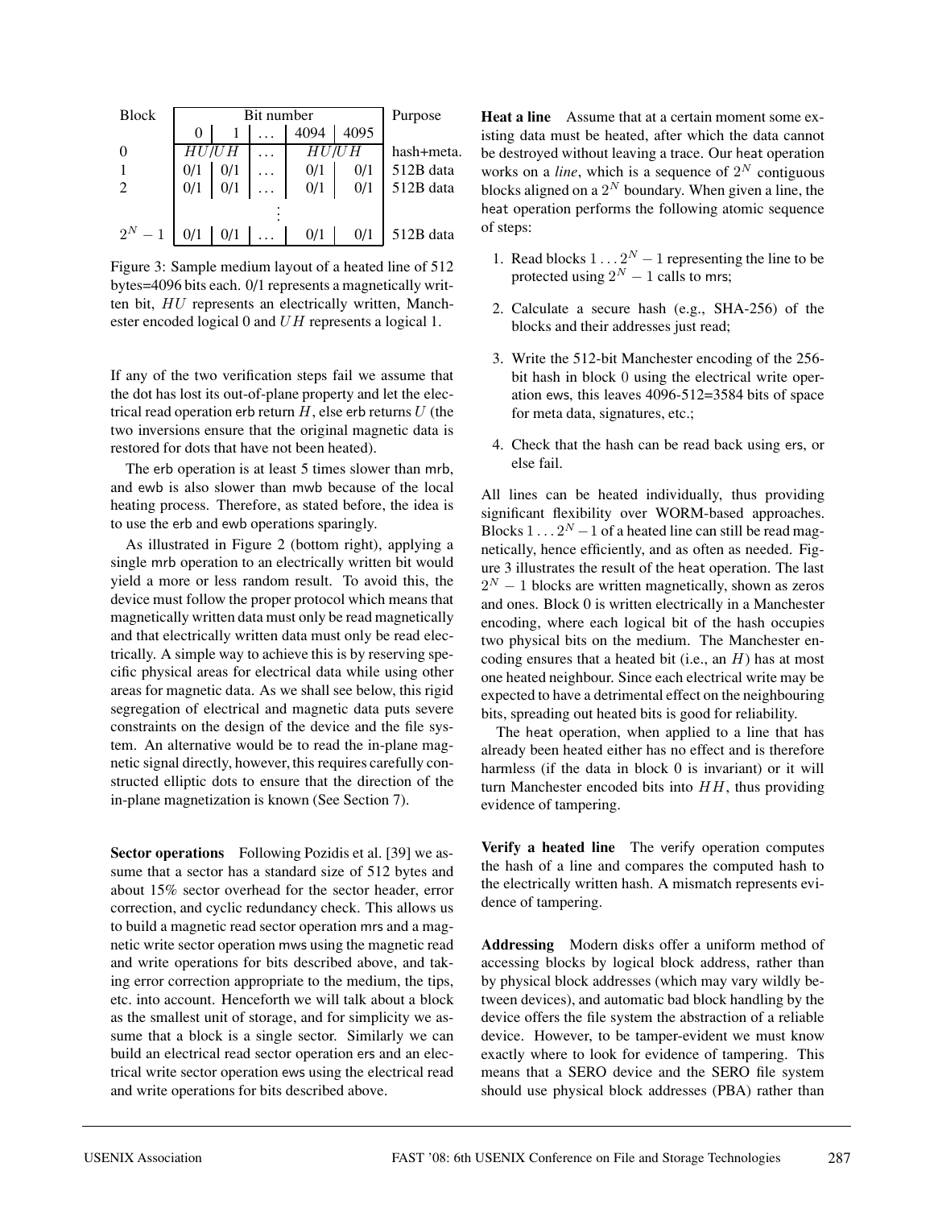| Block | Bit number | | | | | Purpose |
|---|---|---|---|---|---|---|
| | 0 | 1 | ... | 4094 | 4095 | |
| 0 | $HU/UH$ | | ... | $HU/UH$ | | hash+meta. |
| 1 | 0/1 | 0/1 | ... | 0/1 | 0/1 | 512B data |
| 2 | 0/1 | 0/1 | ... | 0/1 | 0/1 | 512B data |
| | | | ⋮ | | | |
| $2^N - 1$ | 0/1 | 0/1 | ... | 0/1 | 0/1 | 512B data |

Figure 3: Sample medium layout of a heated line of 512 bytes=4096 bits each. 0/1 represents a magnetically written bit, $HU$ represents an electrically written, Manchester encoded logical 0 and $UH$ represents a logical 1.

If any of the two verification steps fail we assume that the dot has lost its out-of-plane property and let the electrical read operation erb return $H$, else erb returns $U$ (the two inversions ensure that the original magnetic data is restored for dots that have not been heated).

The erb operation is at least 5 times slower than mrb, and ewb is also slower than mwb because of the local heating process. Therefore, as stated before, the idea is to use the erb and ewb operations sparingly.

As illustrated in Figure 2 (bottom right), applying a single mrb operation to an electrically written bit would yield a more or less random result. To avoid this, the device must follow the proper protocol which means that magnetically written data must only be read magnetically and that electrically written data must only be read electrically. A simple way to achieve this is by reserving specific physical areas for electrical data while using other areas for magnetic data. As we shall see below, this rigid segregation of electrical and magnetic data puts severe constraints on the design of the device and the file system. An alternative would be to read the in-plane magnetic signal directly, however, this requires carefully constructed elliptic dots to ensure that the direction of the in-plane magnetization is known (See Section 7).

**Sector operations** Following Pozidis et al. [39] we assume that a sector has a standard size of 512 bytes and about 15% sector overhead for the sector header, error correction, and cyclic redundancy check. This allows us to build a magnetic read sector operation mrs and a magnetic write sector operation mws using the magnetic read and write operations for bits described above, and taking error correction appropriate to the medium, the tips, etc. into account. Henceforth we will talk about a block as the smallest unit of storage, and for simplicity we assume that a block is a single sector. Similarly we can build an electrical read sector operation ers and an electrical write sector operation ews using the electrical read and write operations for bits described above.

**Heat a line** Assume that at a certain moment some existing data must be heated, after which the data cannot be destroyed without leaving a trace. Our heat operation works on a *line*, which is a sequence of $2^N$ contiguous blocks aligned on a $2^N$ boundary. When given a line, the heat operation performs the following atomic sequence of steps:

1. Read blocks $1 \ldots 2^N - 1$ representing the line to be protected using $2^N - 1$ calls to mrs;
2. Calculate a secure hash (e.g., SHA-256) of the blocks and their addresses just read;
3. Write the 512-bit Manchester encoding of the 256-bit hash in block 0 using the electrical write operation ews, this leaves 4096-512=3584 bits of space for meta data, signatures, etc.;
4. Check that the hash can be read back using ers, or else fail.

All lines can be heated individually, thus providing significant flexibility over WORM-based approaches. Blocks $1 \ldots 2^N - 1$ of a heated line can still be read magnetically, hence efficiently, and as often as needed. Figure 3 illustrates the result of the heat operation. The last $2^N - 1$ blocks are written magnetically, shown as zeros and ones. Block 0 is written electrically in a Manchester encoding, where each logical bit of the hash occupies two physical bits on the medium. The Manchester encoding ensures that a heated bit (i.e., an $H$) has at most one heated neighbour. Since each electrical write may be expected to have a detrimental effect on the neighbouring bits, spreading out heated bits is good for reliability.

The heat operation, when applied to a line that has already been heated either has no effect and is therefore harmless (if the data in block 0 is invariant) or it will turn Manchester encoded bits into $HH$, thus providing evidence of tampering.

**Verify a heated line** The verify operation computes the hash of a line and compares the computed hash to the electrically written hash. A mismatch represents evidence of tampering.

**Addressing** Modern disks offer a uniform method of accessing blocks by logical block address, rather than by physical block addresses (which may vary wildly between devices), and automatic bad block handling by the device offers the file system the abstraction of a reliable device. However, to be tamper-evident we must know exactly where to look for evidence of tampering. This means that a SERO device and the SERO file system should use physical block addresses (PBA) rather than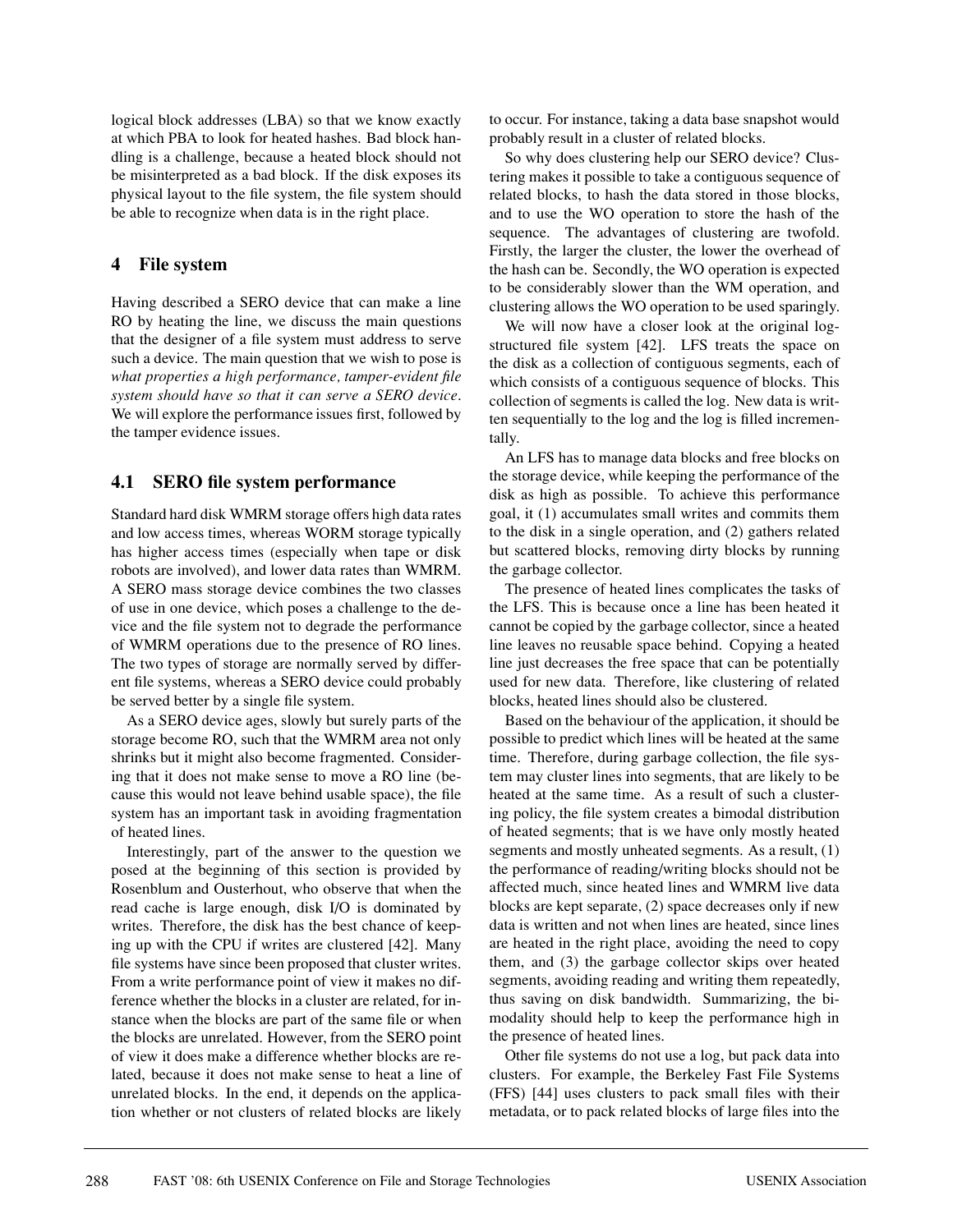logical block addresses (LBA) so that we know exactly at which PBA to look for heated hashes. Bad block handling is a challenge, because a heated block should not be misinterpreted as a bad block. If the disk exposes its physical layout to the file system, the file system should be able to recognize when data is in the right place.

## 4 File system

Having described a SERO device that can make a line RO by heating the line, we discuss the main questions that the designer of a file system must address to serve such a device. The main question that we wish to pose is *what properties a high performance, tamper-evident file system should have so that it can serve a SERO device*. We will explore the performance issues first, followed by the tamper evidence issues.

### 4.1 SERO file system performance

Standard hard disk WMRM storage offers high data rates and low access times, whereas WORM storage typically has higher access times (especially when tape or disk robots are involved), and lower data rates than WMRM. A SERO mass storage device combines the two classes of use in one device, which poses a challenge to the device and the file system not to degrade the performance of WMRM operations due to the presence of RO lines. The two types of storage are normally served by different file systems, whereas a SERO device could probably be served better by a single file system.

As a SERO device ages, slowly but surely parts of the storage become RO, such that the WMRM area not only shrinks but it might also become fragmented. Considering that it does not make sense to move a RO line (because this would not leave behind usable space), the file system has an important task in avoiding fragmentation of heated lines.

Interestingly, part of the answer to the question we posed at the beginning of this section is provided by Rosenblum and Ousterhout, who observe that when the read cache is large enough, disk I/O is dominated by writes. Therefore, the disk has the best chance of keeping up with the CPU if writes are clustered [42]. Many file systems have since been proposed that cluster writes. From a write performance point of view it makes no difference whether the blocks in a cluster are related, for instance when the blocks are part of the same file or when the blocks are unrelated. However, from the SERO point of view it does make a difference whether blocks are related, because it does not make sense to heat a line of unrelated blocks. In the end, it depends on the application whether or not clusters of related blocks are likely to occur. For instance, taking a data base snapshot would probably result in a cluster of related blocks.

So why does clustering help our SERO device? Clustering makes it possible to take a contiguous sequence of related blocks, to hash the data stored in those blocks, and to use the WO operation to store the hash of the sequence. The advantages of clustering are twofold. Firstly, the larger the cluster, the lower the overhead of the hash can be. Secondly, the WO operation is expected to be considerably slower than the WM operation, and clustering allows the WO operation to be used sparingly.

We will now have a closer look at the original log-structured file system [42]. LFS treats the space on the disk as a collection of contiguous segments, each of which consists of a contiguous sequence of blocks. This collection of segments is called the log. New data is written sequentially to the log and the log is filled incrementally.

An LFS has to manage data blocks and free blocks on the storage device, while keeping the performance of the disk as high as possible. To achieve this performance goal, it (1) accumulates small writes and commits them to the disk in a single operation, and (2) gathers related but scattered blocks, removing dirty blocks by running the garbage collector.

The presence of heated lines complicates the tasks of the LFS. This is because once a line has been heated it cannot be copied by the garbage collector, since a heated line leaves no reusable space behind. Copying a heated line just decreases the free space that can be potentially used for new data. Therefore, like clustering of related blocks, heated lines should also be clustered.

Based on the behaviour of the application, it should be possible to predict which lines will be heated at the same time. Therefore, during garbage collection, the file system may cluster lines into segments, that are likely to be heated at the same time. As a result of such a clustering policy, the file system creates a bimodal distribution of heated segments; that is we have only mostly heated segments and mostly unheated segments. As a result, (1) the performance of reading/writing blocks should not be affected much, since heated lines and WMRM live data blocks are kept separate, (2) space decreases only if new data is written and not when lines are heated, since lines are heated in the right place, avoiding the need to copy them, and (3) the garbage collector skips over heated segments, avoiding reading and writing them repeatedly, thus saving on disk bandwidth. Summarizing, the bimodality should help to keep the performance high in the presence of heated lines.

Other file systems do not use a log, but pack data into clusters. For example, the Berkeley Fast File Systems (FFS) [44] uses clusters to pack small files with their metadata, or to pack related blocks of large files into the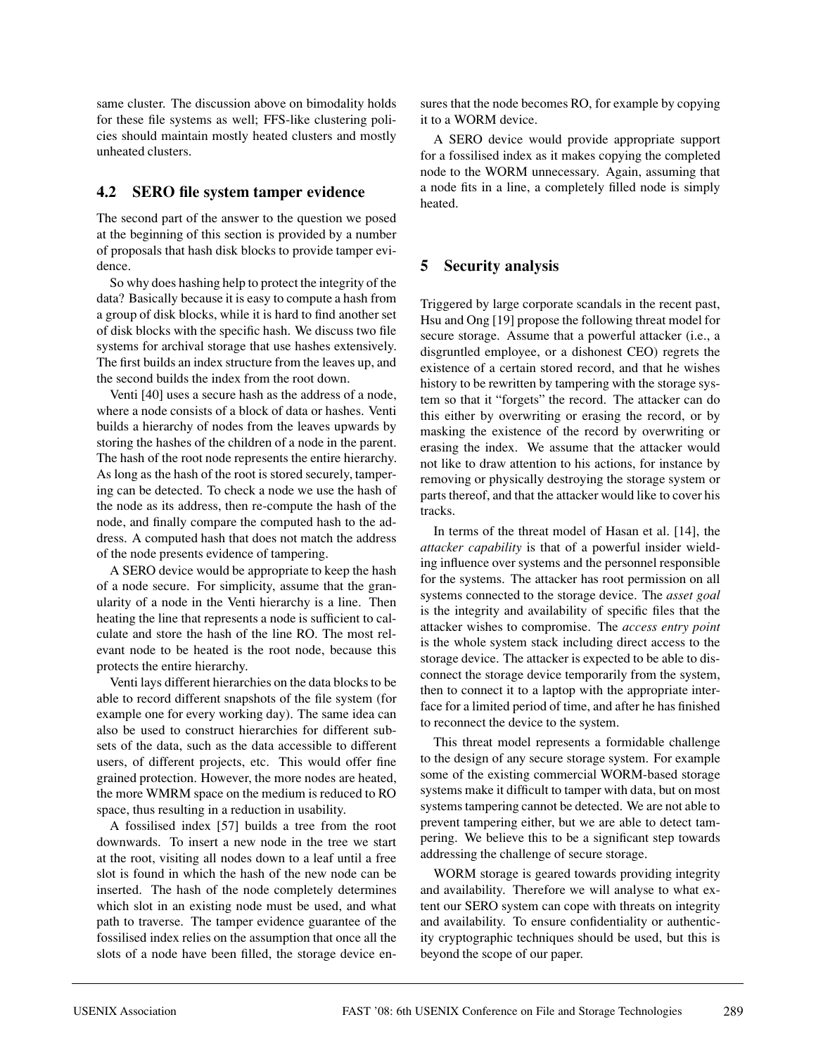same cluster. The discussion above on bimodality holds for these file systems as well; FFS-like clustering policies should maintain mostly heated clusters and mostly unheated clusters.

### 4.2 SERO file system tamper evidence

The second part of the answer to the question we posed at the beginning of this section is provided by a number of proposals that hash disk blocks to provide tamper evidence.

So why does hashing help to protect the integrity of the data? Basically because it is easy to compute a hash from a group of disk blocks, while it is hard to find another set of disk blocks with the specific hash. We discuss two file systems for archival storage that use hashes extensively. The first builds an index structure from the leaves up, and the second builds the index from the root down.

Venti [40] uses a secure hash as the address of a node, where a node consists of a block of data or hashes. Venti builds a hierarchy of nodes from the leaves upwards by storing the hashes of the children of a node in the parent. The hash of the root node represents the entire hierarchy. As long as the hash of the root is stored securely, tampering can be detected. To check a node we use the hash of the node as its address, then re-compute the hash of the node, and finally compare the computed hash to the address. A computed hash that does not match the address of the node presents evidence of tampering.

A SERO device would be appropriate to keep the hash of a node secure. For simplicity, assume that the granularity of a node in the Venti hierarchy is a line. Then heating the line that represents a node is sufficient to calculate and store the hash of the line RO. The most relevant node to be heated is the root node, because this protects the entire hierarchy.

Venti lays different hierarchies on the data blocks to be able to record different snapshots of the file system (for example one for every working day). The same idea can also be used to construct hierarchies for different subsets of the data, such as the data accessible to different users, of different projects, etc. This would offer fine grained protection. However, the more nodes are heated, the more WMRM space on the medium is reduced to RO space, thus resulting in a reduction in usability.

A fossilised index [57] builds a tree from the root downwards. To insert a new node in the tree we start at the root, visiting all nodes down to a leaf until a free slot is found in which the hash of the new node can be inserted. The hash of the node completely determines which slot in an existing node must be used, and what path to traverse. The tamper evidence guarantee of the fossilised index relies on the assumption that once all the slots of a node have been filled, the storage device ensures that the node becomes RO, for example by copying it to a WORM device.

A SERO device would provide appropriate support for a fossilised index as it makes copying the completed node to the WORM unnecessary. Again, assuming that a node fits in a line, a completely filled node is simply heated.

## 5 Security analysis

Triggered by large corporate scandals in the recent past, Hsu and Ong [19] propose the following threat model for secure storage. Assume that a powerful attacker (i.e., a disgruntled employee, or a dishonest CEO) regrets the existence of a certain stored record, and that he wishes history to be rewritten by tampering with the storage system so that it "forgets" the record. The attacker can do this either by overwriting or erasing the record, or by masking the existence of the record by overwriting or erasing the index. We assume that the attacker would not like to draw attention to his actions, for instance by removing or physically destroying the storage system or parts thereof, and that the attacker would like to cover his tracks.

In terms of the threat model of Hasan et al. [14], the *attacker capability* is that of a powerful insider wielding influence over systems and the personnel responsible for the systems. The attacker has root permission on all systems connected to the storage device. The *asset goal* is the integrity and availability of specific files that the attacker wishes to compromise. The *access entry point* is the whole system stack including direct access to the storage device. The attacker is expected to be able to disconnect the storage device temporarily from the system, then to connect it to a laptop with the appropriate interface for a limited period of time, and after he has finished to reconnect the device to the system.

This threat model represents a formidable challenge to the design of any secure storage system. For example some of the existing commercial WORM-based storage systems make it difficult to tamper with data, but on most systems tampering cannot be detected. We are not able to prevent tampering either, but we are able to detect tampering. We believe this to be a significant step towards addressing the challenge of secure storage.

WORM storage is geared towards providing integrity and availability. Therefore we will analyse to what extent our SERO system can cope with threats on integrity and availability. To ensure confidentiality or authenticity cryptographic techniques should be used, but this is beyond the scope of our paper.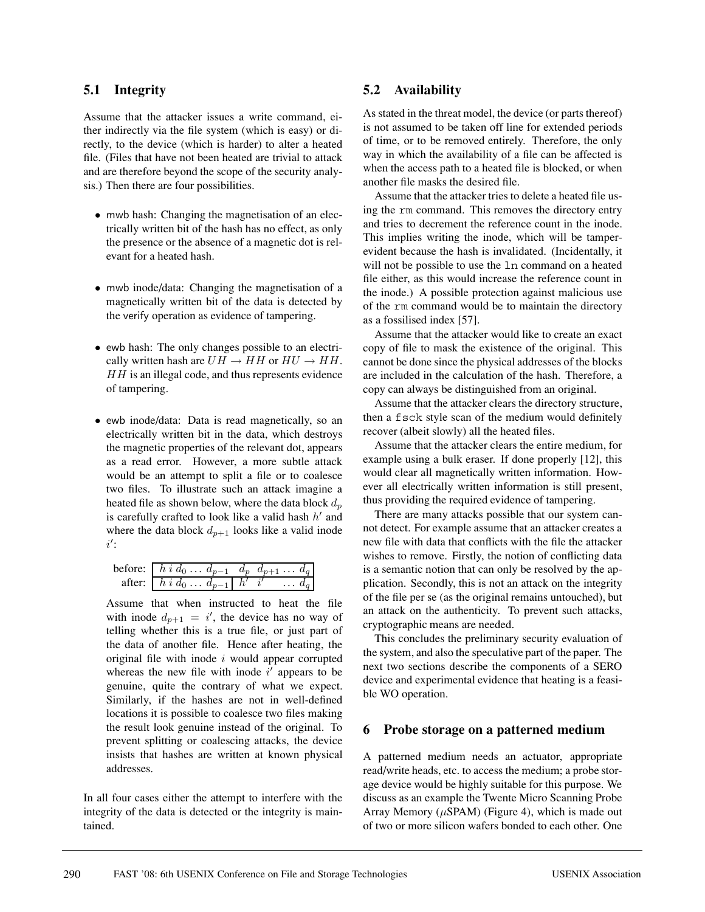## 5.1 Integrity

Assume that the attacker issues a write command, either indirectly via the file system (which is easy) or directly, to the device (which is harder) to alter a heated file. (Files that have not been heated are trivial to attack and are therefore beyond the scope of the security analysis.) Then there are four possibilities.

- mwb hash: Changing the magnetisation of an electrically written bit of the hash has no effect, as only the presence or the absence of a magnetic dot is relevant for a heated hash.
- mwb inode/data: Changing the magnetisation of a magnetically written bit of the data is detected by the verify operation as evidence of tampering.
- ewb hash: The only changes possible to an electrically written hash are $UH \rightarrow HH$ or $HU \rightarrow HH$. $HH$ is an illegal code, and thus represents evidence of tampering.
- ewb inode/data: Data is read magnetically, so an electrically written bit in the data, which destroys the magnetic properties of the relevant dot, appears as a read error. However, a more subtle attack would be an attempt to split a file or to coalesce two files. To illustrate such an attack imagine a heated file as shown below, where the data block $d_p$ is carefully crafted to look like a valid hash $h'$ and where the data block $d_{p+1}$ looks like a valid inode $i'$:

  | | | |
  |---|---|---|
  | before: | $h\ i\ d_0 \ldots d_{p-1}$ | $d_p\ \ d_{p+1} \ldots d_q$ |
  | after: | $h\ i\ d_0 \ldots d_{p-1}$ | $h'\ \ i'\ \ \ \ldots d_q$ |

  Assume that when instructed to heat the file with inode $d_{p+1} = i'$, the device has no way of telling whether this is a true file, or just part of the data of another file. Hence after heating, the original file with inode $i$ would appear corrupted whereas the new file with inode $i'$ appears to be genuine, quite the contrary of what we expect. Similarly, if the hashes are not in well-defined locations it is possible to coalesce two files making the result look genuine instead of the original. To prevent splitting or coalescing attacks, the device insists that hashes are written at known physical addresses.

In all four cases either the attempt to interfere with the integrity of the data is detected or the integrity is maintained.

## 5.2 Availability

As stated in the threat model, the device (or parts thereof) is not assumed to be taken off line for extended periods of time, or to be removed entirely. Therefore, the only way in which the availability of a file can be affected is when the access path to a heated file is blocked, or when another file masks the desired file.

Assume that the attacker tries to delete a heated file using the `rm` command. This removes the directory entry and tries to decrement the reference count in the inode. This implies writing the inode, which will be tamper-evident because the hash is invalidated. (Incidentally, it will not be possible to use the `ln` command on a heated file either, as this would increase the reference count in the inode.) A possible protection against malicious use of the `rm` command would be to maintain the directory as a fossilised index [57].

Assume that the attacker would like to create an exact copy of file to mask the existence of the original. This cannot be done since the physical addresses of the blocks are included in the calculation of the hash. Therefore, a copy can always be distinguished from an original.

Assume that the attacker clears the directory structure, then a `fsck` style scan of the medium would definitely recover (albeit slowly) all the heated files.

Assume that the attacker clears the entire medium, for example using a bulk eraser. If done properly [12], this would clear all magnetically written information. However all electrically written information is still present, thus providing the required evidence of tampering.

There are many attacks possible that our system cannot detect. For example assume that an attacker creates a new file with data that conflicts with the file the attacker wishes to remove. Firstly, the notion of conflicting data is a semantic notion that can only be resolved by the application. Secondly, this is not an attack on the integrity of the file per se (as the original remains untouched), but an attack on the authenticity. To prevent such attacks, cryptographic means are needed.

This concludes the preliminary security evaluation of the system, and also the speculative part of the paper. The next two sections describe the components of a SERO device and experimental evidence that heating is a feasible WO operation.

# 6 Probe storage on a patterned medium

A patterned medium needs an actuator, appropriate read/write heads, etc. to access the medium; a probe storage device would be highly suitable for this purpose. We discuss as an example the Twente Micro Scanning Probe Array Memory ($\mu$SPAM) (Figure 4), which is made out of two or more silicon wafers bonded to each other. One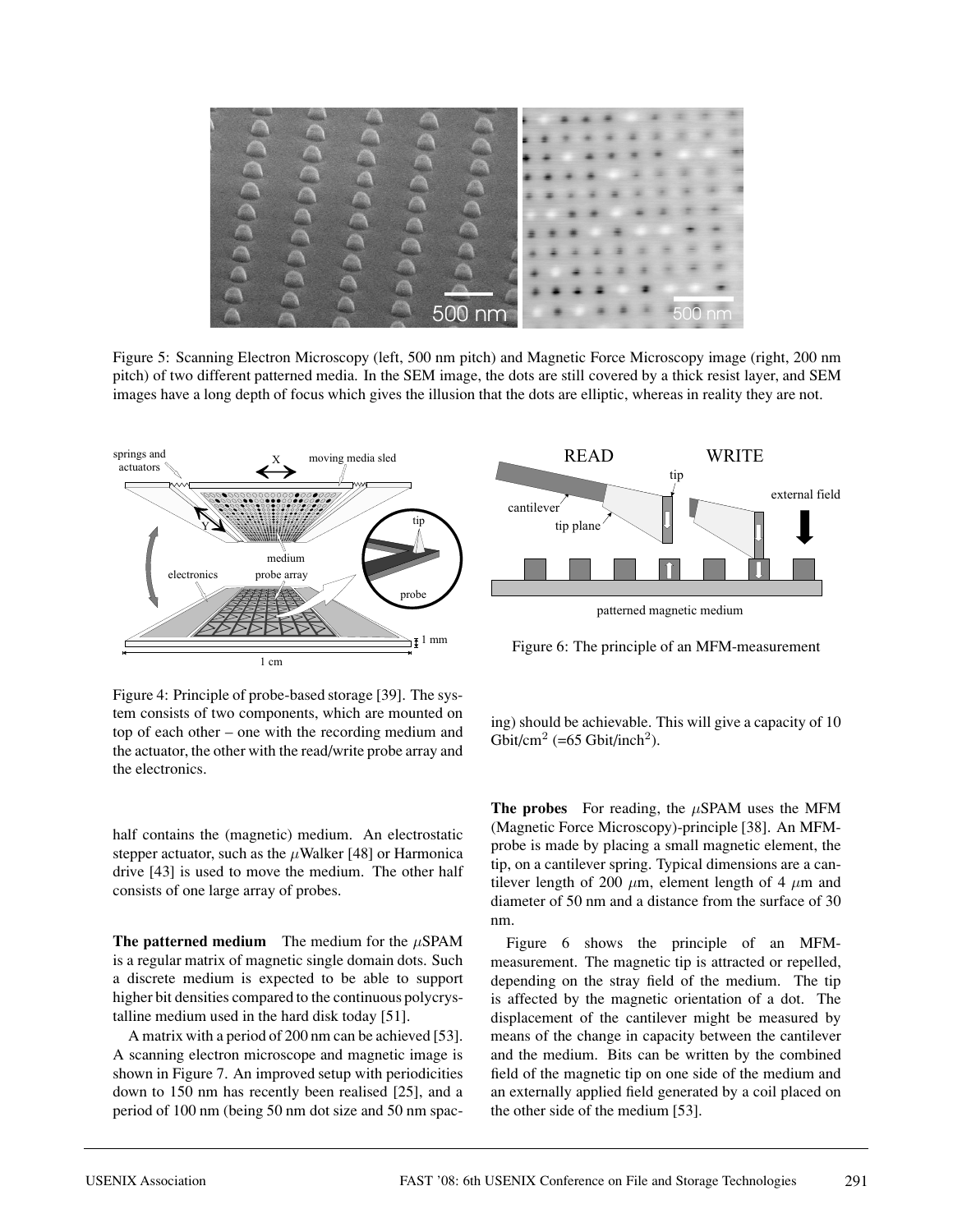Figure 5: Scanning Electron Microscopy (left, 500 nm pitch) and Magnetic Force Microscopy image (right, 200 nm pitch) of two different patterned media. In the SEM image, the dots are still covered by a thick resist layer, and SEM images have a long depth of focus which gives the illusion that the dots are elliptic, whereas in reality they are not.

Figure 4: Principle of probe-based storage [39]. The system consists of two components, which are mounted on top of each other – one with the recording medium and the actuator, the other with the read/write probe array and the electronics.

Figure 6: The principle of an MFM-measurement

half contains the (magnetic) medium. An electrostatic stepper actuator, such as the $\mu$Walker [48] or Harmonica drive [43] is used to move the medium. The other half consists of one large array of probes.

**The patterned medium** The medium for the $\mu$SPAM is a regular matrix of magnetic single domain dots. Such a discrete medium is expected to be able to support higher bit densities compared to the continuous polycrystalline medium used in the hard disk today [51].

A matrix with a period of 200 nm can be achieved [53]. A scanning electron microscope and magnetic image is shown in Figure 7. An improved setup with periodicities down to 150 nm has recently been realised [25], and a period of 100 nm (being 50 nm dot size and 50 nm spacing) should be achievable. This will give a capacity of 10 Gbit/cm$^2$ (=65 Gbit/inch$^2$).

**The probes** For reading, the $\mu$SPAM uses the MFM (Magnetic Force Microscopy)-principle [38]. An MFM-probe is made by placing a small magnetic element, the tip, on a cantilever spring. Typical dimensions are a cantilever length of 200 $\mu$m, element length of 4 $\mu$m and diameter of 50 nm and a distance from the surface of 30 nm.

Figure 6 shows the principle of an MFM-measurement. The magnetic tip is attracted or repelled, depending on the stray field of the medium. The tip is affected by the magnetic orientation of a dot. The displacement of the cantilever might be measured by means of the change in capacity between the cantilever and the medium. Bits can be written by the combined field of the magnetic tip on one side of the medium and an externally applied field generated by a coil placed on the other side of the medium [53].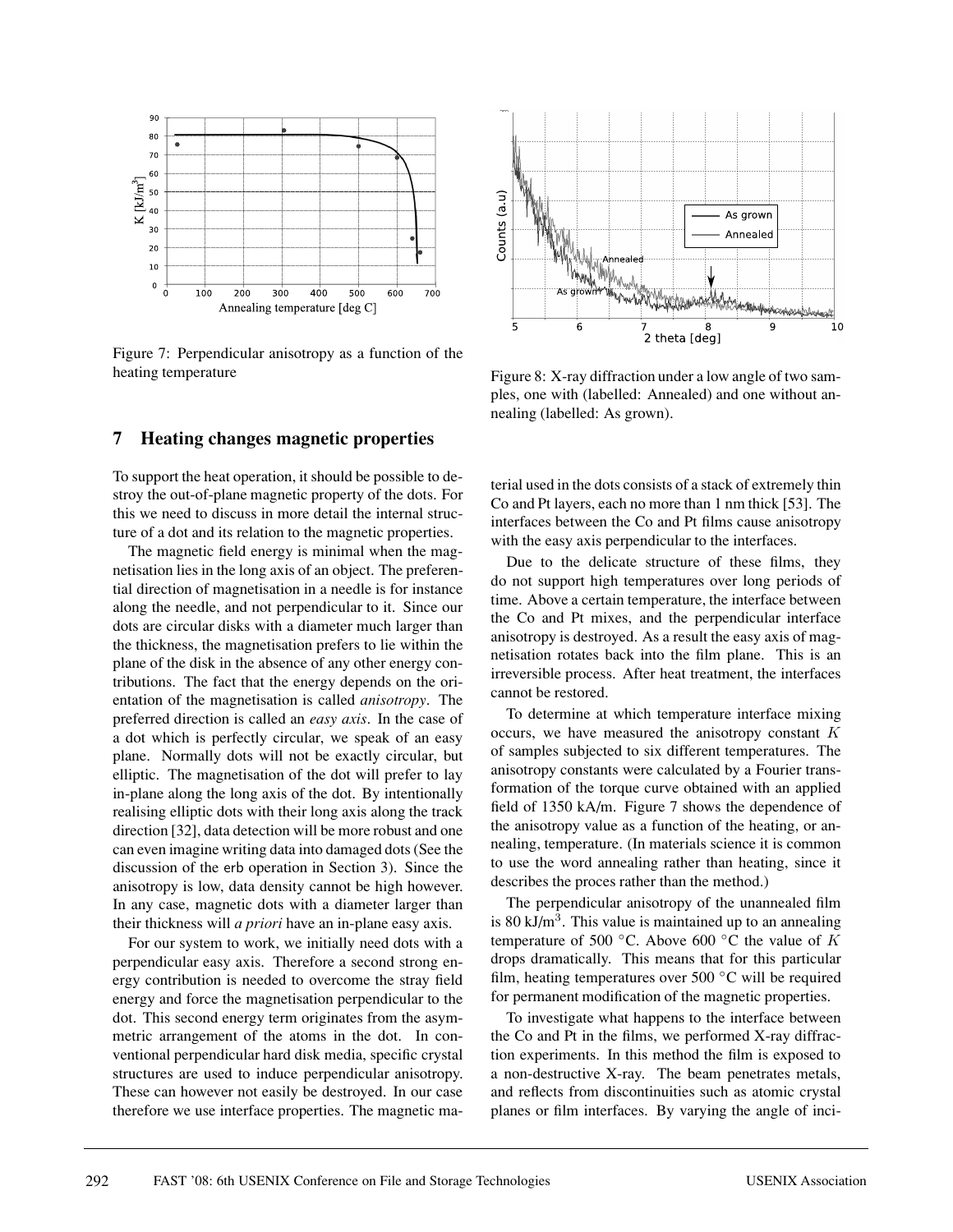Figure 7: Perpendicular anisotropy as a function of the heating temperature

Figure 8: X-ray diffraction under a low angle of two samples, one with (labelled: Annealed) and one without annealing (labelled: As grown).

## 7 Heating changes magnetic properties

To support the heat operation, it should be possible to destroy the out-of-plane magnetic property of the dots. For this we need to discuss in more detail the internal structure of a dot and its relation to the magnetic properties.

The magnetic field energy is minimal when the magnetisation lies in the long axis of an object. The preferential direction of magnetisation in a needle is for instance along the needle, and not perpendicular to it. Since our dots are circular disks with a diameter much larger than the thickness, the magnetisation prefers to lie within the plane of the disk in the absence of any other energy contributions. The fact that the energy depends on the orientation of the magnetisation is called *anisotropy*. The preferred direction is called an *easy axis*. In the case of a dot which is perfectly circular, we speak of an easy plane. Normally dots will not be exactly circular, but elliptic. The magnetisation of the dot will prefer to lay in-plane along the long axis of the dot. By intentionally realising elliptic dots with their long axis along the track direction [32], data detection will be more robust and one can even imagine writing data into damaged dots (See the discussion of the erb operation in Section 3). Since the anisotropy is low, data density cannot be high however. In any case, magnetic dots with a diameter larger than their thickness will *a priori* have an in-plane easy axis.

For our system to work, we initially need dots with a perpendicular easy axis. Therefore a second strong energy contribution is needed to overcome the stray field energy and force the magnetisation perpendicular to the dot. This second energy term originates from the asymmetric arrangement of the atoms in the dot. In conventional perpendicular hard disk media, specific crystal structures are used to induce perpendicular anisotropy. These can however not easily be destroyed. In our case therefore we use interface properties. The magnetic material used in the dots consists of a stack of extremely thin Co and Pt layers, each no more than 1 nm thick [53]. The interfaces between the Co and Pt films cause anisotropy with the easy axis perpendicular to the interfaces.

Due to the delicate structure of these films, they do not support high temperatures over long periods of time. Above a certain temperature, the interface between the Co and Pt mixes, and the perpendicular interface anisotropy is destroyed. As a result the easy axis of magnetisation rotates back into the film plane. This is an irreversible process. After heat treatment, the interfaces cannot be restored.

To determine at which temperature interface mixing occurs, we have measured the anisotropy constant $K$ of samples subjected to six different temperatures. The anisotropy constants were calculated by a Fourier transformation of the torque curve obtained with an applied field of 1350 kA/m. Figure 7 shows the dependence of the anisotropy value as a function of the heating, or annealing, temperature. (In materials science it is common to use the word annealing rather than heating, since it describes the proces rather than the method.)

The perpendicular anisotropy of the unannealed film is 80 kJ/m$^3$. This value is maintained up to an annealing temperature of 500 °C. Above 600 °C the value of $K$ drops dramatically. This means that for this particular film, heating temperatures over 500 °C will be required for permanent modification of the magnetic properties.

To investigate what happens to the interface between the Co and Pt in the films, we performed X-ray diffraction experiments. In this method the film is exposed to a non-destructive X-ray. The beam penetrates metals, and reflects from discontinuities such as atomic crystal planes or film interfaces. By varying the angle of inci-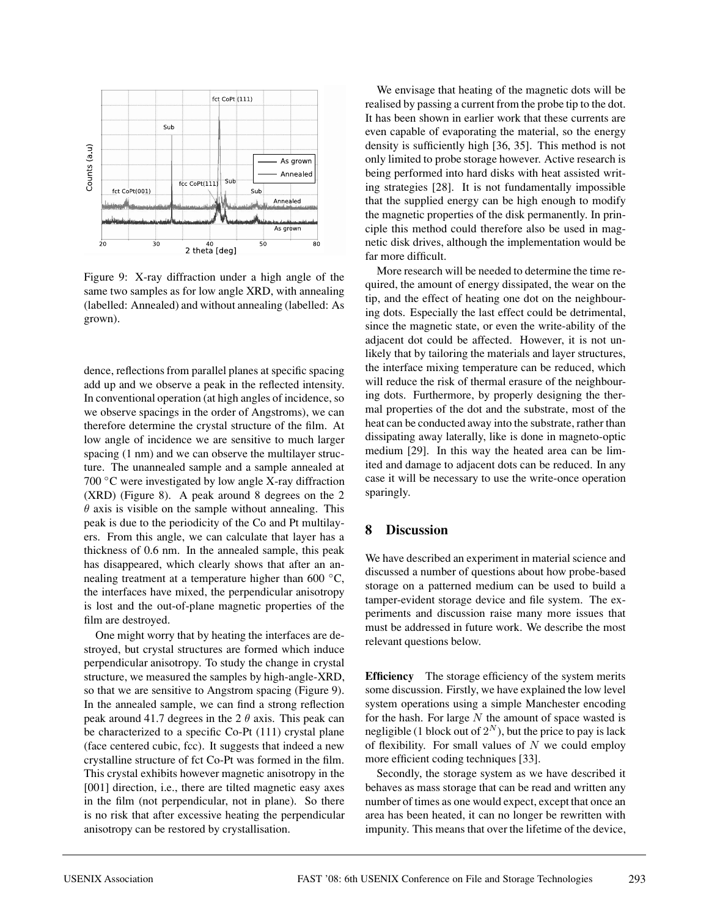Figure 9: X-ray diffraction under a high angle of the same two samples as for low angle XRD, with annealing (labelled: Annealed) and without annealing (labelled: As grown).

dence, reflections from parallel planes at specific spacing add up and we observe a peak in the reflected intensity. In conventional operation (at high angles of incidence, so we observe spacings in the order of Angstroms), we can therefore determine the crystal structure of the film. At low angle of incidence we are sensitive to much larger spacing (1 nm) and we can observe the multilayer structure. The unannealed sample and a sample annealed at 700 °C were investigated by low angle X-ray diffraction (XRD) (Figure 8). A peak around 8 degrees on the 2 $\theta$ axis is visible on the sample without annealing. This peak is due to the periodicity of the Co and Pt multilayers. From this angle, we can calculate that layer has a thickness of 0.6 nm. In the annealed sample, this peak has disappeared, which clearly shows that after an annealing treatment at a temperature higher than 600 °C, the interfaces have mixed, the perpendicular anisotropy is lost and the out-of-plane magnetic properties of the film are destroyed.

One might worry that by heating the interfaces are destroyed, but crystal structures are formed which induce perpendicular anisotropy. To study the change in crystal structure, we measured the samples by high-angle-XRD, so that we are sensitive to Angstrom spacing (Figure 9). In the annealed sample, we can find a strong reflection peak around 41.7 degrees in the 2 $\theta$ axis. This peak can be characterized to a specific Co-Pt (111) crystal plane (face centered cubic, fcc). It suggests that indeed a new crystalline structure of fct Co-Pt was formed in the film. This crystal exhibits however magnetic anisotropy in the [001] direction, i.e., there are tilted magnetic easy axes in the film (not perpendicular, not in plane). So there is no risk that after excessive heating the perpendicular anisotropy can be restored by crystallisation.

We envisage that heating of the magnetic dots will be realised by passing a current from the probe tip to the dot. It has been shown in earlier work that these currents are even capable of evaporating the material, so the energy density is sufficiently high [36, 35]. This method is not only limited to probe storage however. Active research is being performed into hard disks with heat assisted writing strategies [28]. It is not fundamentally impossible that the supplied energy can be high enough to modify the magnetic properties of the disk permanently. In principle this method could therefore also be used in magnetic disk drives, although the implementation would be far more difficult.

More research will be needed to determine the time required, the amount of energy dissipated, the wear on the tip, and the effect of heating one dot on the neighbouring dots. Especially the last effect could be detrimental, since the magnetic state, or even the write-ability of the adjacent dot could be affected. However, it is not unlikely that by tailoring the materials and layer structures, the interface mixing temperature can be reduced, which will reduce the risk of thermal erasure of the neighbouring dots. Furthermore, by properly designing the thermal properties of the dot and the substrate, most of the heat can be conducted away into the substrate, rather than dissipating away laterally, like is done in magneto-optic medium [29]. In this way the heated area can be limited and damage to adjacent dots can be reduced. In any case it will be necessary to use the write-once operation sparingly.

## 8 Discussion

We have described an experiment in material science and discussed a number of questions about how probe-based storage on a patterned medium can be used to build a tamper-evident storage device and file system. The experiments and discussion raise many more issues that must be addressed in future work. We describe the most relevant questions below.

**Efficiency** The storage efficiency of the system merits some discussion. Firstly, we have explained the low level system operations using a simple Manchester encoding for the hash. For large $N$ the amount of space wasted is negligible (1 block out of $2^N$), but the price to pay is lack of flexibility. For small values of $N$ we could employ more efficient coding techniques [33].

Secondly, the storage system as we have described it behaves as mass storage that can be read and written any number of times as one would expect, except that once an area has been heated, it can no longer be rewritten with impunity. This means that over the lifetime of the device,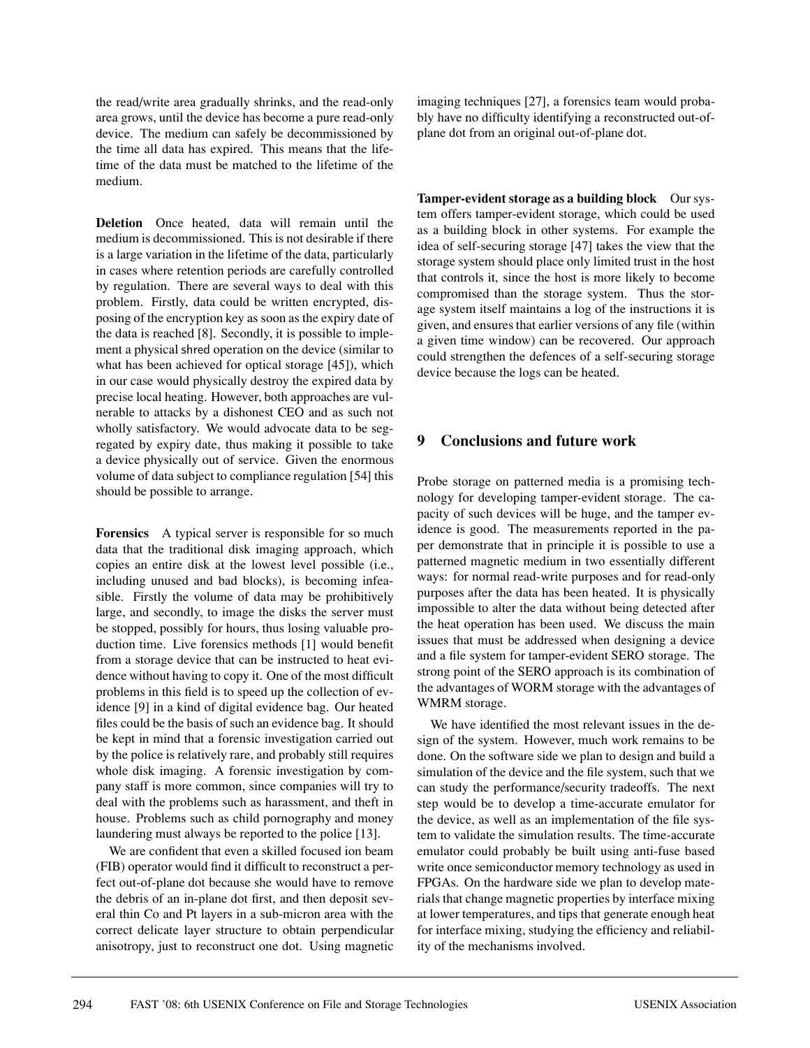the read/write area gradually shrinks, and the read-only area grows, until the device has become a pure read-only device. The medium can safely be decommissioned by the time all data has expired. This means that the lifetime of the data must be matched to the lifetime of the medium.

**Deletion** Once heated, data will remain until the medium is decommissioned. This is not desirable if there is a large variation in the lifetime of the data, particularly in cases where retention periods are carefully controlled by regulation. There are several ways to deal with this problem. Firstly, data could be written encrypted, disposing of the encryption key as soon as the expiry date of the data is reached [8]. Secondly, it is possible to implement a physical shred operation on the device (similar to what has been achieved for optical storage [45]), which in our case would physically destroy the expired data by precise local heating. However, both approaches are vulnerable to attacks by a dishonest CEO and as such not wholly satisfactory. We would advocate data to be segregated by expiry date, thus making it possible to take a device physically out of service. Given the enormous volume of data subject to compliance regulation [54] this should be possible to arrange.

**Forensics** A typical server is responsible for so much data that the traditional disk imaging approach, which copies an entire disk at the lowest level possible (i.e., including unused and bad blocks), is becoming infeasible. Firstly the volume of data may be prohibitively large, and secondly, to image the disks the server must be stopped, possibly for hours, thus losing valuable production time. Live forensics methods [1] would benefit from a storage device that can be instructed to heat evidence without having to copy it. One of the most difficult problems in this field is to speed up the collection of evidence [9] in a kind of digital evidence bag. Our heated files could be the basis of such an evidence bag. It should be kept in mind that a forensic investigation carried out by the police is relatively rare, and probably still requires whole disk imaging. A forensic investigation by company staff is more common, since companies will try to deal with the problems such as harassment, and theft in house. Problems such as child pornography and money laundering must always be reported to the police [13].

We are confident that even a skilled focused ion beam (FIB) operator would find it difficult to reconstruct a perfect out-of-plane dot because she would have to remove the debris of an in-plane dot first, and then deposit several thin Co and Pt layers in a sub-micron area with the correct delicate layer structure to obtain perpendicular anisotropy, just to reconstruct one dot. Using magnetic imaging techniques [27], a forensics team would probably have no difficulty identifying a reconstructed out-of-plane dot from an original out-of-plane dot.

**Tamper-evident storage as a building block** Our system offers tamper-evident storage, which could be used as a building block in other systems. For example the idea of self-securing storage [47] takes the view that the storage system should place only limited trust in the host that controls it, since the host is more likely to become compromised than the storage system. Thus the storage system itself maintains a log of the instructions it is given, and ensures that earlier versions of any file (within a given time window) can be recovered. Our approach could strengthen the defences of a self-securing storage device because the logs can be heated.

## 9 Conclusions and future work

Probe storage on patterned media is a promising technology for developing tamper-evident storage. The capacity of such devices will be huge, and the tamper evidence is good. The measurements reported in the paper demonstrate that in principle it is possible to use a patterned magnetic medium in two essentially different ways: for normal read-write purposes and for read-only purposes after the data has been heated. It is physically impossible to alter the data without being detected after the heat operation has been used. We discuss the main issues that must be addressed when designing a device and a file system for tamper-evident SERO storage. The strong point of the SERO approach is its combination of the advantages of WORM storage with the advantages of WMRM storage.

We have identified the most relevant issues in the design of the system. However, much work remains to be done. On the software side we plan to design and build a simulation of the device and the file system, such that we can study the performance/security tradeoffs. The next step would be to develop a time-accurate emulator for the device, as well as an implementation of the file system to validate the simulation results. The time-accurate emulator could probably be built using anti-fuse based write once semiconductor memory technology as used in FPGAs. On the hardware side we plan to develop materials that change magnetic properties by interface mixing at lower temperatures, and tips that generate enough heat for interface mixing, studying the efficiency and reliability of the mechanisms involved.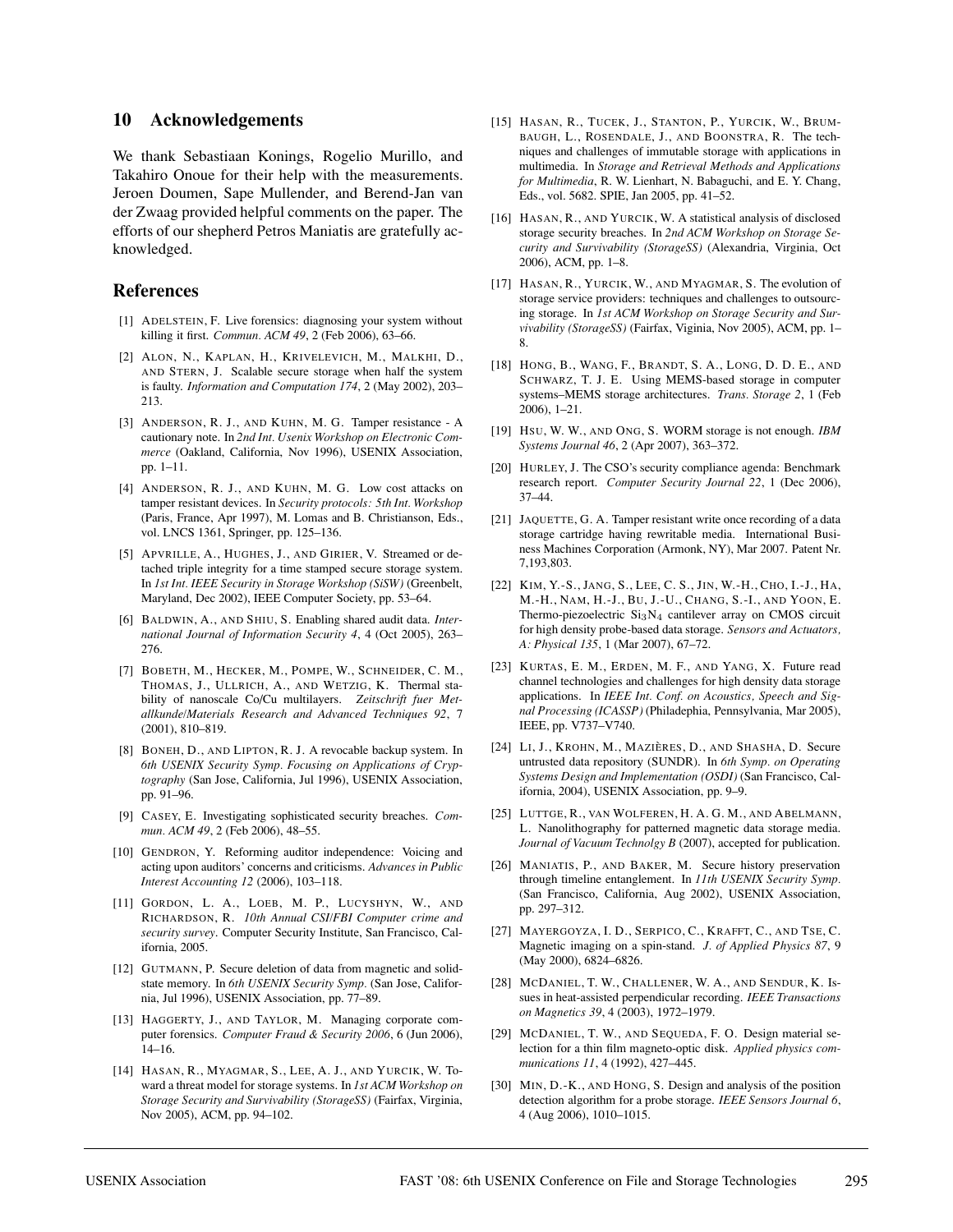## 10 Acknowledgements

We thank Sebastiaan Konings, Rogelio Murillo, and Takahiro Onoue for their help with the measurements. Jeroen Doumen, Sape Mullender, and Berend-Jan van der Zwaag provided helpful comments on the paper. The efforts of our shepherd Petros Maniatis are gratefully acknowledged.

## References

[1] ADELSTEIN, F. Live forensics: diagnosing your system without killing it first. *Commun. ACM 49*, 2 (Feb 2006), 63–66.

[2] ALON, N., KAPLAN, H., KRIVELEVICH, M., MALKHI, D., AND STERN, J. Scalable secure storage when half the system is faulty. *Information and Computation 174*, 2 (May 2002), 203–213.

[3] ANDERSON, R. J., AND KUHN, M. G. Tamper resistance - A cautionary note. In *2nd Int. Usenix Workshop on Electronic Commerce* (Oakland, California, Nov 1996), USENIX Association, pp. 1–11.

[4] ANDERSON, R. J., AND KUHN, M. G. Low cost attacks on tamper resistant devices. In *Security protocols: 5th Int. Workshop* (Paris, France, Apr 1997), M. Lomas and B. Christianson, Eds., vol. LNCS 1361, Springer, pp. 125–136.

[5] APVRILLE, A., HUGHES, J., AND GIRIER, V. Streamed or detached triple integrity for a time stamped secure storage system. In *1st Int. IEEE Security in Storage Workshop (SiSW)* (Greenbelt, Maryland, Dec 2002), IEEE Computer Society, pp. 53–64.

[6] BALDWIN, A., AND SHIU, S. Enabling shared audit data. *International Journal of Information Security 4*, 4 (Oct 2005), 263–276.

[7] BOBETH, M., HECKER, M., POMPE, W., SCHNEIDER, C. M., THOMAS, J., ULLRICH, A., AND WETZIG, K. Thermal stability of nanoscale Co/Cu multilayers. *Zeitschrift fuer Metallkunde/Materials Research and Advanced Techniques 92*, 7 (2001), 810–819.

[8] BONEH, D., AND LIPTON, R. J. A revocable backup system. In *6th USENIX Security Symp. Focusing on Applications of Cryptography* (San Jose, California, Jul 1996), USENIX Association, pp. 91–96.

[9] CASEY, E. Investigating sophisticated security breaches. *Commun. ACM 49*, 2 (Feb 2006), 48–55.

[10] GENDRON, Y. Reforming auditor independence: Voicing and acting upon auditors' concerns and criticisms. *Advances in Public Interest Accounting 12* (2006), 103–118.

[11] GORDON, L. A., LOEB, M. P., LUCYSHYN, W., AND RICHARDSON, R. *10th Annual CSI/FBI Computer crime and security survey*. Computer Security Institute, San Francisco, California, 2005.

[12] GUTMANN, P. Secure deletion of data from magnetic and solid-state memory. In *6th USENIX Security Symp.* (San Jose, California, Jul 1996), USENIX Association, pp. 77–89.

[13] HAGGERTY, J., AND TAYLOR, M. Managing corporate computer forensics. *Computer Fraud & Security 2006*, 6 (Jun 2006), 14–16.

[14] HASAN, R., MYAGMAR, S., LEE, A. J., AND YURCIK, W. Toward a threat model for storage systems. In *1st ACM Workshop on Storage Security and Survivability (StorageSS)* (Fairfax, Virginia, Nov 2005), ACM, pp. 94–102.

[15] HASAN, R., TUCEK, J., STANTON, P., YURCIK, W., BRUMBAUGH, L., ROSENDALE, J., AND BOONSTRA, R. The techniques and challenges of immutable storage with applications in multimedia. In *Storage and Retrieval Methods and Applications for Multimedia*, R. W. Lienhart, N. Babaguchi, and E. Y. Chang, Eds., vol. 5682. SPIE, Jan 2005, pp. 41–52.

[16] HASAN, R., AND YURCIK, W. A statistical analysis of disclosed storage security breaches. In *2nd ACM Workshop on Storage Security and Survivability (StorageSS)* (Alexandria, Virginia, Oct 2006), ACM, pp. 1–8.

[17] HASAN, R., YURCIK, W., AND MYAGMAR, S. The evolution of storage service providers: techniques and challenges to outsourcing storage. In *1st ACM Workshop on Storage Security and Survivability (StorageSS)* (Fairfax, Viginia, Nov 2005), ACM, pp. 1–8.

[18] HONG, B., WANG, F., BRANDT, S. A., LONG, D. D. E., AND SCHWARZ, T. J. E. Using MEMS-based storage in computer systems–MEMS storage architectures. *Trans. Storage 2*, 1 (Feb 2006), 1–21.

[19] HSU, W. W., AND ONG, S. WORM storage is not enough. *IBM Systems Journal 46*, 2 (Apr 2007), 363–372.

[20] HURLEY, J. The CSO's security compliance agenda: Benchmark research report. *Computer Security Journal 22*, 1 (Dec 2006), 37–44.

[21] JAQUETTE, G. A. Tamper resistant write once recording of a data storage cartridge having rewritable media. International Business Machines Corporation (Armonk, NY), Mar 2007. Patent Nr. 7,193,803.

[22] KIM, Y.-S., JANG, S., LEE, C. S., JIN, W.-H., CHO, I.-J., HA, M.-H., NAM, H.-J., BU, J.-U., CHANG, S.-I., AND YOON, E. Thermo-piezoelectric $Si_3N_4$ cantilever array on CMOS circuit for high density probe-based data storage. *Sensors and Actuators, A: Physical 135*, 1 (Mar 2007), 67–72.

[23] KURTAS, E. M., ERDEN, M. F., AND YANG, X. Future read channel technologies and challenges for high density data storage applications. In *IEEE Int. Conf. on Acoustics, Speech and Signal Processing (ICASSP)* (Philadephia, Pennsylvania, Mar 2005), IEEE, pp. V737–V740.

[24] LI, J., KROHN, M., MAZIÈRES, D., AND SHASHA, D. Secure untrusted data repository (SUNDR). In *6th Symp. on Operating Systems Design and Implementation (OSDI)* (San Francisco, California, 2004), USENIX Association, pp. 9–9.

[25] LUTTGE, R., VAN WOLFEREN, H. A. G. M., AND ABELMANN, L. Nanolithography for patterned magnetic data storage media. *Journal of Vacuum Technolgy B* (2007), accepted for publication.

[26] MANIATIS, P., AND BAKER, M. Secure history preservation through timeline entanglement. In *11th USENIX Security Symp.* (San Francisco, California, Aug 2002), USENIX Association, pp. 297–312.

[27] MAYERGOYZA, I. D., SERPICO, C., KRAFFT, C., AND TSE, C. Magnetic imaging on a spin-stand. *J. of Applied Physics 87*, 9 (May 2000), 6824–6826.

[28] MCDANIEL, T. W., CHALLENER, W. A., AND SENDUR, K. Issues in heat-assisted perpendicular recording. *IEEE Transactions on Magnetics 39*, 4 (2003), 1972–1979.

[29] MCDANIEL, T. W., AND SEQUEDA, F. O. Design material selection for a thin film magneto-optic disk. *Applied physics communications 11*, 4 (1992), 427–445.

[30] MIN, D.-K., AND HONG, S. Design and analysis of the position detection algorithm for a probe storage. *IEEE Sensors Journal 6*, 4 (Aug 2006), 1010–1015.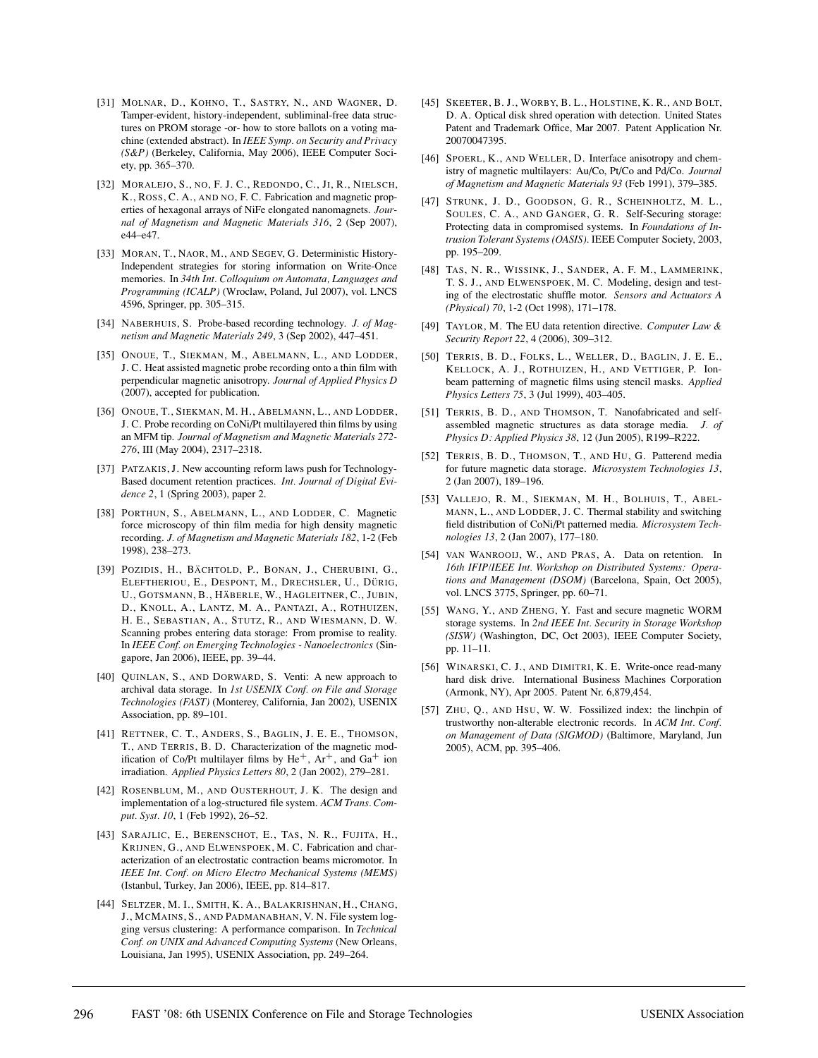[31] MOLNAR, D., KOHNO, T., SASTRY, N., AND WAGNER, D. Tamper-evident, history-independent, subliminal-free data structures on PROM storage -or- how to store ballots on a voting machine (extended abstract). In *IEEE Symp. on Security and Privacy (S&P)* (Berkeley, California, May 2006), IEEE Computer Society, pp. 365–370.

[32] MORALEJO, S., NO, F. J. C., REDONDO, C., JI, R., NIELSCH, K., ROSS, C. A., AND NO, F. C. Fabrication and magnetic properties of hexagonal arrays of NiFe elongated nanomagnets. *Journal of Magnetism and Magnetic Materials 316*, 2 (Sep 2007), e44–e47.

[33] MORAN, T., NAOR, M., AND SEGEV, G. Deterministic History-Independent strategies for storing information on Write-Once memories. In *34th Int. Colloquium on Automata, Languages and Programming (ICALP)* (Wroclaw, Poland, Jul 2007), vol. LNCS 4596, Springer, pp. 305–315.

[34] NABERHUIS, S. Probe-based recording technology. *J. of Magnetism and Magnetic Materials 249*, 3 (Sep 2002), 447–451.

[35] ONOUE, T., SIEKMAN, M., ABELMANN, L., AND LODDER, J. C. Heat assisted magnetic probe recording onto a thin film with perpendicular magnetic anisotropy. *Journal of Applied Physics D* (2007), accepted for publication.

[36] ONOUE, T., SIEKMAN, M. H., ABELMANN, L., AND LODDER, J. C. Probe recording on CoNi/Pt multilayered thin films by using an MFM tip. *Journal of Magnetism and Magnetic Materials 272-276*, III (May 2004), 2317–2318.

[37] PATZAKIS, J. New accounting reform laws push for Technology-Based document retention practices. *Int. Journal of Digital Evidence 2*, 1 (Spring 2003), paper 2.

[38] PORTHUN, S., ABELMANN, L., AND LODDER, C. Magnetic force microscopy of thin film media for high density magnetic recording. *J. of Magnetism and Magnetic Materials 182*, 1-2 (Feb 1998), 238–273.

[39] POZIDIS, H., BÄCHTOLD, P., BONAN, J., CHERUBINI, G., ELEFTHERIOU, E., DESPONT, M., DRECHSLER, U., DÜRIG, U., GOTSMANN, B., HÄBERLE, W., HAGLEITNER, C., JUBIN, D., KNOLL, A., LANTZ, M. A., PANTAZI, A., ROTHUIZEN, H. E., SEBASTIAN, A., STUTZ, R., AND WIESMANN, D. W. Scanning probes entering data storage: From promise to reality. In *IEEE Conf. on Emerging Technologies - Nanoelectronics* (Singapore, Jan 2006), IEEE, pp. 39–44.

[40] QUINLAN, S., AND DORWARD, S. Venti: A new approach to archival data storage. In *1st USENIX Conf. on File and Storage Technologies (FAST)* (Monterey, California, Jan 2002), USENIX Association, pp. 89–101.

[41] RETTNER, C. T., ANDERS, S., BAGLIN, J. E. E., THOMSON, T., AND TERRIS, B. D. Characterization of the magnetic modification of Co/Pt multilayer films by $He^{+}$, $Ar^{+}$, and $Ga^{+}$ ion irradiation. *Applied Physics Letters 80*, 2 (Jan 2002), 279–281.

[42] ROSENBLUM, M., AND OUSTERHOUT, J. K. The design and implementation of a log-structured file system. *ACM Trans. Comput. Syst. 10*, 1 (Feb 1992), 26–52.

[43] SARAJLIC, E., BERENSCHOT, E., TAS, N. R., FUJITA, H., KRIJNEN, G., AND ELWENSPOEK, M. C. Fabrication and characterization of an electrostatic contraction beams micromotor. In *IEEE Int. Conf. on Micro Electro Mechanical Systems (MEMS)* (Istanbul, Turkey, Jan 2006), IEEE, pp. 814–817.

[44] SELTZER, M. I., SMITH, K. A., BALAKRISHNAN, H., CHANG, J., MCMAINS, S., AND PADMANABHAN, V. N. File system logging versus clustering: A performance comparison. In *Technical Conf. on UNIX and Advanced Computing Systems* (New Orleans, Louisiana, Jan 1995), USENIX Association, pp. 249–264.

[45] SKEETER, B. J., WORBY, B. L., HOLSTINE, K. R., AND BOLT, D. A. Optical disk shred operation with detection. United States Patent and Trademark Office, Mar 2007. Patent Application Nr. 20070047395.

[46] SPOERL, K., AND WELLER, D. Interface anisotropy and chemistry of magnetic multilayers: Au/Co, Pt/Co and Pd/Co. *Journal of Magnetism and Magnetic Materials 93* (Feb 1991), 379–385.

[47] STRUNK, J. D., GOODSON, G. R., SCHEINHOLTZ, M. L., SOULES, C. A., AND GANGER, G. R. Self-Securing storage: Protecting data in compromised systems. In *Foundations of Intrusion Tolerant Systems (OASIS)*. IEEE Computer Society, 2003, pp. 195–209.

[48] TAS, N. R., WISSINK, J., SANDER, A. F. M., LAMMERINK, T. S. J., AND ELWENSPOEK, M. C. Modeling, design and testing of the electrostatic shuffle motor. *Sensors and Actuators A (Physical) 70*, 1-2 (Oct 1998), 171–178.

[49] TAYLOR, M. The EU data retention directive. *Computer Law & Security Report 22*, 4 (2006), 309–312.

[50] TERRIS, B. D., FOLKS, L., WELLER, D., BAGLIN, J. E. E., KELLOCK, A. J., ROTHUIZEN, H., AND VETTIGER, P. Ion-beam patterning of magnetic films using stencil masks. *Applied Physics Letters 75*, 3 (Jul 1999), 403–405.

[51] TERRIS, B. D., AND THOMSON, T. Nanofabricated and self-assembled magnetic structures as data storage media. *J. of Physics D: Applied Physics 38*, 12 (Jun 2005), R199–R222.

[52] TERRIS, B. D., THOMSON, T., AND HU, G. Patterend media for future magnetic data storage. *Microsystem Technologies 13*, 2 (Jan 2007), 189–196.

[53] VALLEJO, R. M., SIEKMAN, M. H., BOLHUIS, T., ABELMANN, L., AND LODDER, J. C. Thermal stability and switching field distribution of CoNi/Pt patterned media. *Microsystem Technologies 13*, 2 (Jan 2007), 177–180.

[54] VAN WANROOIJ, W., AND PRAS, A. Data on retention. In *16th IFIP/IEEE Int. Workshop on Distributed Systems: Operations and Management (DSOM)* (Barcelona, Spain, Oct 2005), vol. LNCS 3775, Springer, pp. 60–71.

[55] WANG, Y., AND ZHENG, Y. Fast and secure magnetic WORM storage systems. In *2nd IEEE Int. Security in Storage Workshop (SISW)* (Washington, DC, Oct 2003), IEEE Computer Society, pp. 11–11.

[56] WINARSKI, C. J., AND DIMITRI, K. E. Write-once read-many hard disk drive. International Business Machines Corporation (Armonk, NY), Apr 2005. Patent Nr. 6,879,454.

[57] ZHU, Q., AND HSU, W. W. Fossilized index: the linchpin of trustworthy non-alterable electronic records. In *ACM Int. Conf. on Management of Data (SIGMOD)* (Baltimore, Maryland, Jun 2005), ACM, pp. 395–406.